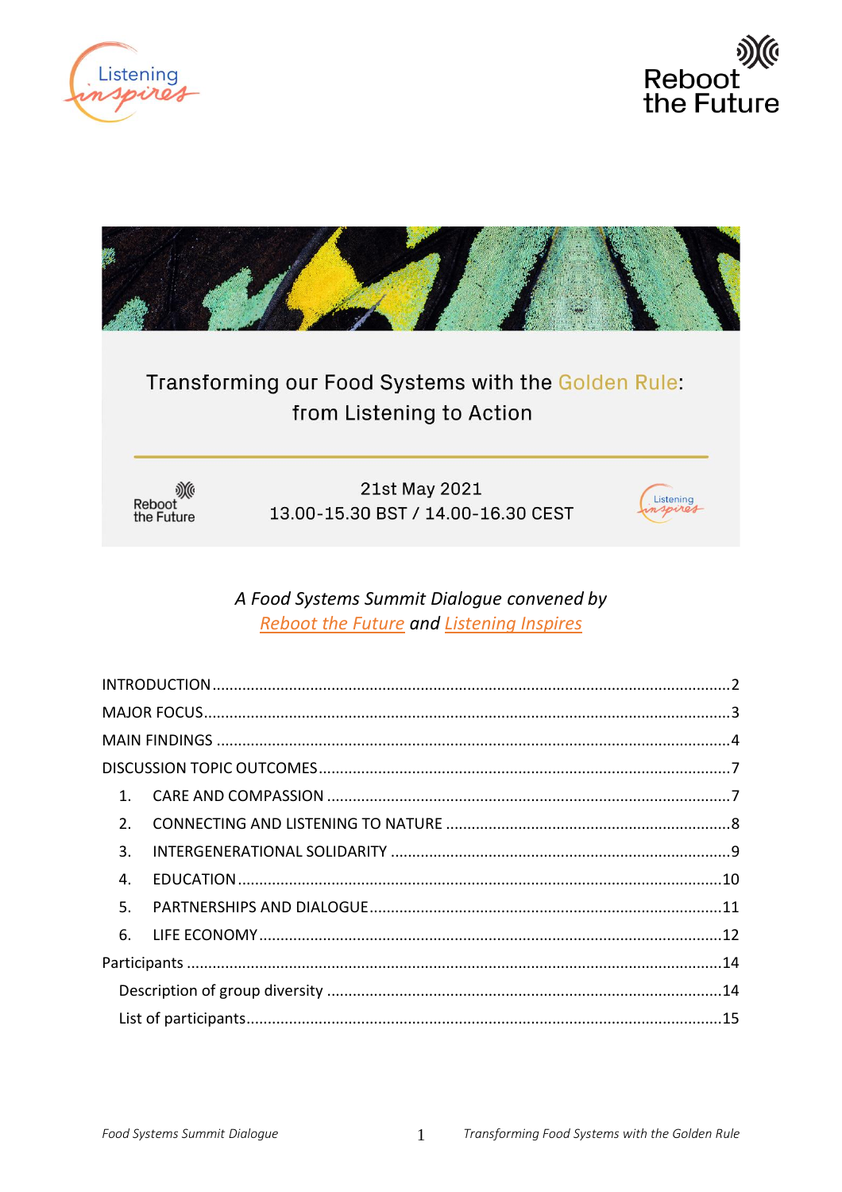# Transforming our Food Systems with the Golden Rule: from Listening to Action

21st May 2021
13.00-15.30 BST / 14.00-16.30 CEST

*A Food Systems Summit Dialogue convened by*
*[Reboot the Future] and [Listening Inspires]*

INTRODUCTION ........................................................ 2
MAJOR FOCUS ........................................................ 3
MAIN FINDINGS ........................................................ 4
DISCUSSION TOPIC OUTCOMES ........................................................ 7
1. CARE AND COMPASSION ........................................................ 7
2. CONNECTING AND LISTENING TO NATURE ........................................................ 8
3. INTERGENERATIONAL SOLIDARITY ........................................................ 9
4. EDUCATION ........................................................ 10
5. PARTNERSHIPS AND DIALOGUE ........................................................ 11
6. LIFE ECONOMY ........................................................ 12
Participants ........................................................ 14
Description of group diversity ........................................................ 14
List of participants ........................................................ 15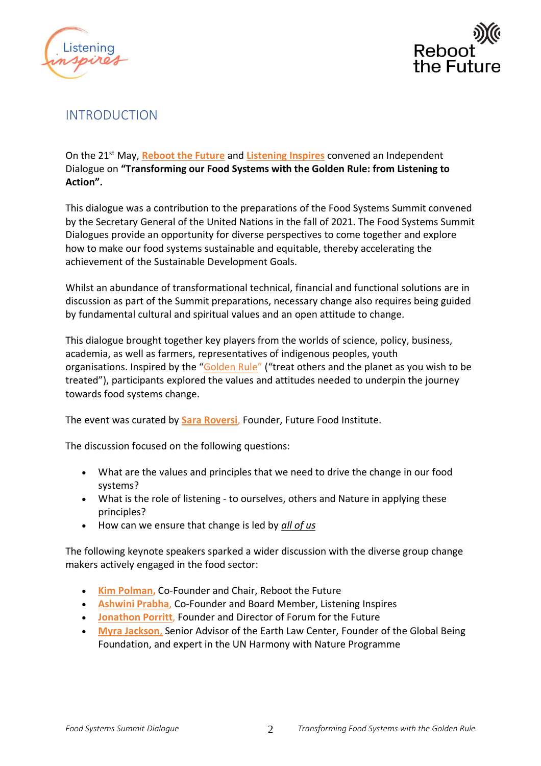# INTRODUCTION

On the 21st May, **Reboot the Future** and **Listening Inspires** convened an Independent Dialogue on **"Transforming our Food Systems with the Golden Rule: from Listening to Action".**

This dialogue was a contribution to the preparations of the Food Systems Summit convened by the Secretary General of the United Nations in the fall of 2021. The Food Systems Summit Dialogues provide an opportunity for diverse perspectives to come together and explore how to make our food systems sustainable and equitable, thereby accelerating the achievement of the Sustainable Development Goals.

Whilst an abundance of transformational technical, financial and functional solutions are in discussion as part of the Summit preparations, necessary change also requires being guided by fundamental cultural and spiritual values and an open attitude to change.

This dialogue brought together key players from the worlds of science, policy, business, academia, as well as farmers, representatives of indigenous peoples, youth organisations. Inspired by the "Golden Rule" ("treat others and the planet as you wish to be treated"), participants explored the values and attitudes needed to underpin the journey towards food systems change.

The event was curated by **Sara Roversi**, Founder, Future Food Institute.

The discussion focused on the following questions:

- What are the values and principles that we need to drive the change in our food systems?
- What is the role of listening - to ourselves, others and Nature in applying these principles?
- How can we ensure that change is led by *all of us*

The following keynote speakers sparked a wider discussion with the diverse group change makers actively engaged in the food sector:

- **Kim Polman**, Co-Founder and Chair, Reboot the Future
- **Ashwini Prabha**, Co-Founder and Board Member, Listening Inspires
- **Jonathon Porritt**, Founder and Director of Forum for the Future
- **Myra Jackson**, Senior Advisor of the Earth Law Center, Founder of the Global Being Foundation, and expert in the UN Harmony with Nature Programme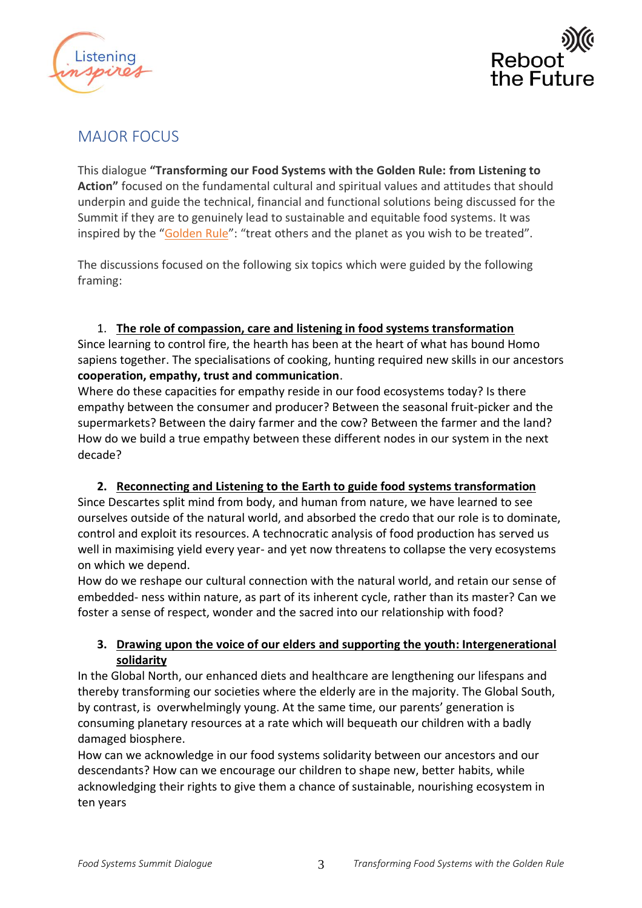## MAJOR FOCUS

This dialogue **"Transforming our Food Systems with the Golden Rule: from Listening to Action"** focused on the fundamental cultural and spiritual values and attitudes that should underpin and guide the technical, financial and functional solutions being discussed for the Summit if they are to genuinely lead to sustainable and equitable food systems. It was inspired by the "Golden Rule": "treat others and the planet as you wish to be treated".

The discussions focused on the following six topics which were guided by the following framing:

1. **The role of compassion, care and listening in food systems transformation**

Since learning to control fire, the hearth has been at the heart of what has bound Homo sapiens together. The specialisations of cooking, hunting required new skills in our ancestors **cooperation, empathy, trust and communication**.

Where do these capacities for empathy reside in our food ecosystems today? Is there empathy between the consumer and producer? Between the seasonal fruit-picker and the supermarkets? Between the dairy farmer and the cow? Between the farmer and the land? How do we build a true empathy between these different nodes in our system in the next decade?

2. **Reconnecting and Listening to the Earth to guide food systems transformation**

Since Descartes split mind from body, and human from nature, we have learned to see ourselves outside of the natural world, and absorbed the credo that our role is to dominate, control and exploit its resources. A technocratic analysis of food production has served us well in maximising yield every year- and yet now threatens to collapse the very ecosystems on which we depend.

How do we reshape our cultural connection with the natural world, and retain our sense of embedded- ness within nature, as part of its inherent cycle, rather than its master? Can we foster a sense of respect, wonder and the sacred into our relationship with food?

3. **Drawing upon the voice of our elders and supporting the youth: Intergenerational solidarity**

In the Global North, our enhanced diets and healthcare are lengthening our lifespans and thereby transforming our societies where the elderly are in the majority. The Global South, by contrast, is overwhelmingly young. At the same time, our parents' generation is consuming planetary resources at a rate which will bequeath our children with a badly damaged biosphere.

How can we acknowledge in our food systems solidarity between our ancestors and our descendants? How can we encourage our children to shape new, better habits, while acknowledging their rights to give them a chance of sustainable, nourishing ecosystem in ten years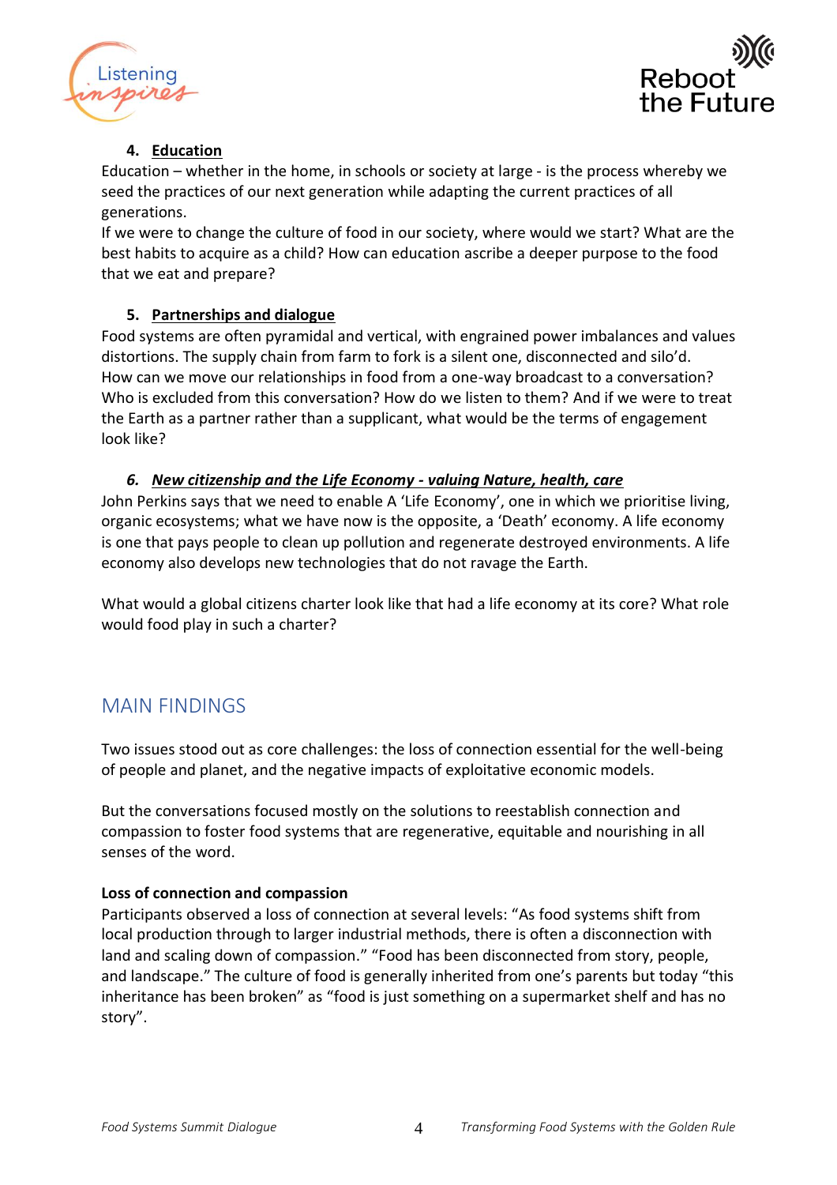4. **Education**

Education – whether in the home, in schools or society at large - is the process whereby we seed the practices of our next generation while adapting the current practices of all generations.
If we were to change the culture of food in our society, where would we start? What are the best habits to acquire as a child? How can education ascribe a deeper purpose to the food that we eat and prepare?

5. **Partnerships and dialogue**

Food systems are often pyramidal and vertical, with engrained power imbalances and values distortions. The supply chain from farm to fork is a silent one, disconnected and silo'd. How can we move our relationships in food from a one-way broadcast to a conversation? Who is excluded from this conversation? How do we listen to them? And if we were to treat the Earth as a partner rather than a supplicant, what would be the terms of engagement look like?

6. ***New citizenship and the Life Economy - valuing Nature, health, care***

John Perkins says that we need to enable A 'Life Economy', one in which we prioritise living, organic ecosystems; what we have now is the opposite, a 'Death' economy. A life economy is one that pays people to clean up pollution and regenerate destroyed environments. A life economy also develops new technologies that do not ravage the Earth.

What would a global citizens charter look like that had a life economy at its core? What role would food play in such a charter?

## MAIN FINDINGS

Two issues stood out as core challenges: the loss of connection essential for the well-being of people and planet, and the negative impacts of exploitative economic models.

But the conversations focused mostly on the solutions to reestablish connection and compassion to foster food systems that are regenerative, equitable and nourishing in all senses of the word.

**Loss of connection and compassion**

Participants observed a loss of connection at several levels: "As food systems shift from local production through to larger industrial methods, there is often a disconnection with land and scaling down of compassion." "Food has been disconnected from story, people, and landscape." The culture of food is generally inherited from one's parents but today "this inheritance has been broken" as "food is just something on a supermarket shelf and has no story".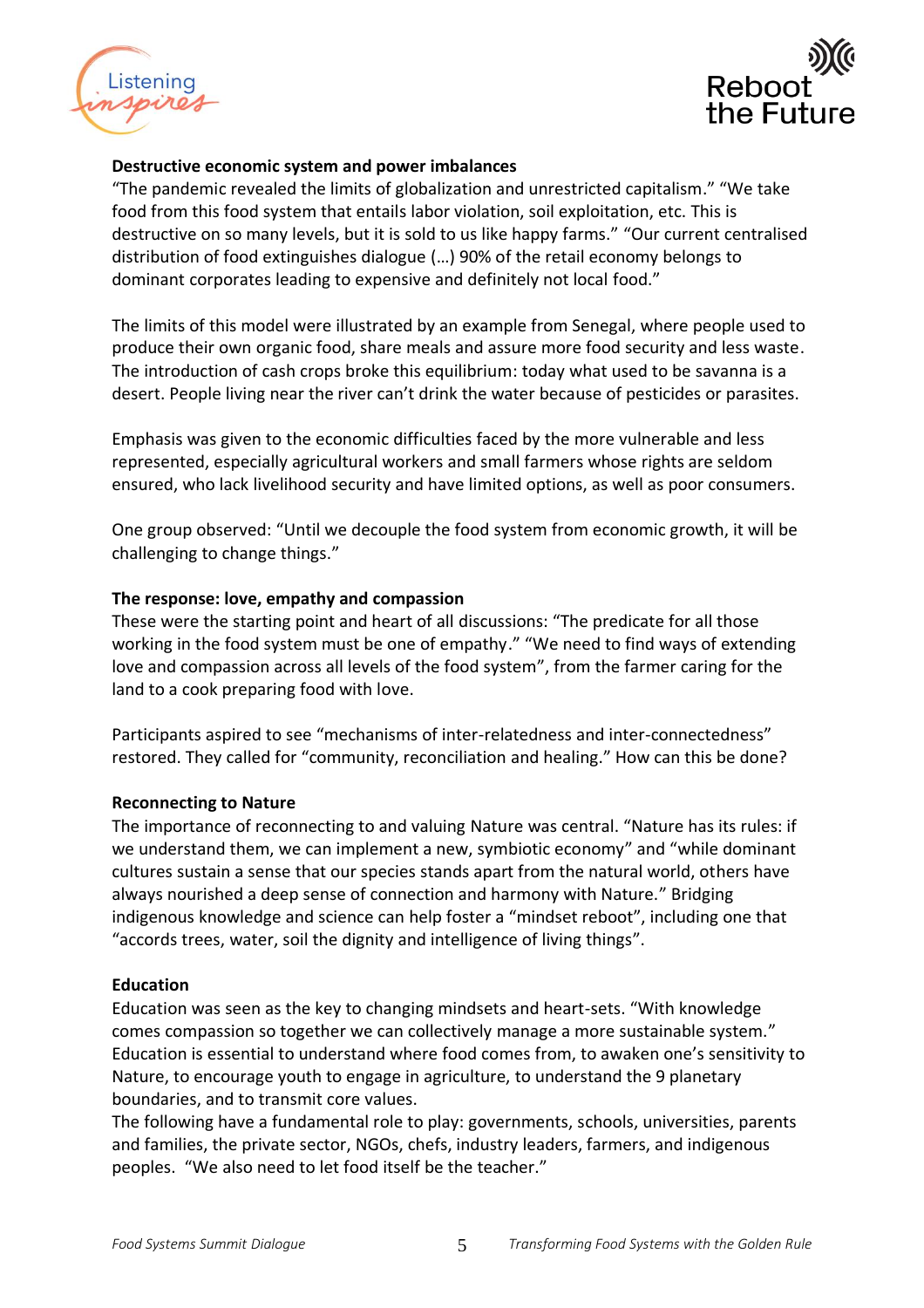**Destructive economic system and power imbalances**

"The pandemic revealed the limits of globalization and unrestricted capitalism." "We take food from this food system that entails labor violation, soil exploitation, etc. This is destructive on so many levels, but it is sold to us like happy farms." "Our current centralised distribution of food extinguishes dialogue (…) 90% of the retail economy belongs to dominant corporates leading to expensive and definitely not local food."

The limits of this model were illustrated by an example from Senegal, where people used to produce their own organic food, share meals and assure more food security and less waste. The introduction of cash crops broke this equilibrium: today what used to be savanna is a desert. People living near the river can't drink the water because of pesticides or parasites.

Emphasis was given to the economic difficulties faced by the more vulnerable and less represented, especially agricultural workers and small farmers whose rights are seldom ensured, who lack livelihood security and have limited options, as well as poor consumers.

One group observed: "Until we decouple the food system from economic growth, it will be challenging to change things."

**The response: love, empathy and compassion**

These were the starting point and heart of all discussions: "The predicate for all those working in the food system must be one of empathy." "We need to find ways of extending love and compassion across all levels of the food system", from the farmer caring for the land to a cook preparing food with love.

Participants aspired to see "mechanisms of inter-relatedness and inter-connectedness" restored. They called for "community, reconciliation and healing." How can this be done?

**Reconnecting to Nature**

The importance of reconnecting to and valuing Nature was central. "Nature has its rules: if we understand them, we can implement a new, symbiotic economy" and "while dominant cultures sustain a sense that our species stands apart from the natural world, others have always nourished a deep sense of connection and harmony with Nature." Bridging indigenous knowledge and science can help foster a "mindset reboot", including one that "accords trees, water, soil the dignity and intelligence of living things".

**Education**

Education was seen as the key to changing mindsets and heart-sets. "With knowledge comes compassion so together we can collectively manage a more sustainable system." Education is essential to understand where food comes from, to awaken one's sensitivity to Nature, to encourage youth to engage in agriculture, to understand the 9 planetary boundaries, and to transmit core values.

The following have a fundamental role to play: governments, schools, universities, parents and families, the private sector, NGOs, chefs, industry leaders, farmers, and indigenous peoples. "We also need to let food itself be the teacher."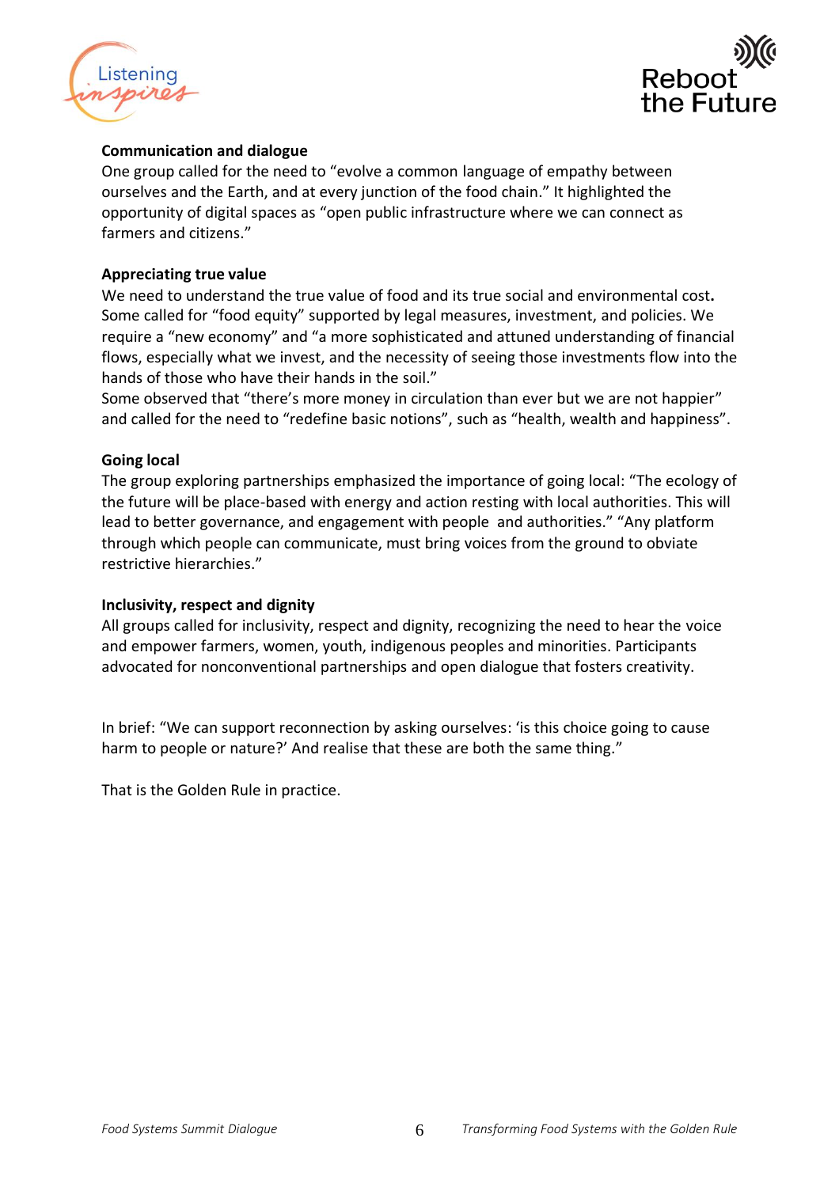**Communication and dialogue**

One group called for the need to "evolve a common language of empathy between ourselves and the Earth, and at every junction of the food chain." It highlighted the opportunity of digital spaces as "open public infrastructure where we can connect as farmers and citizens."

**Appreciating true value**

We need to understand the true value of food and its true social and environmental cost**.** Some called for "food equity" supported by legal measures, investment, and policies. We require a "new economy" and "a more sophisticated and attuned understanding of financial flows, especially what we invest, and the necessity of seeing those investments flow into the hands of those who have their hands in the soil."

Some observed that "there's more money in circulation than ever but we are not happier" and called for the need to "redefine basic notions", such as "health, wealth and happiness".

**Going local**

The group exploring partnerships emphasized the importance of going local: "The ecology of the future will be place-based with energy and action resting with local authorities. This will lead to better governance, and engagement with people and authorities." "Any platform through which people can communicate, must bring voices from the ground to obviate restrictive hierarchies."

**Inclusivity, respect and dignity**

All groups called for inclusivity, respect and dignity, recognizing the need to hear the voice and empower farmers, women, youth, indigenous peoples and minorities. Participants advocated for nonconventional partnerships and open dialogue that fosters creativity.

In brief: "We can support reconnection by asking ourselves: 'is this choice going to cause harm to people or nature?' And realise that these are both the same thing."

That is the Golden Rule in practice.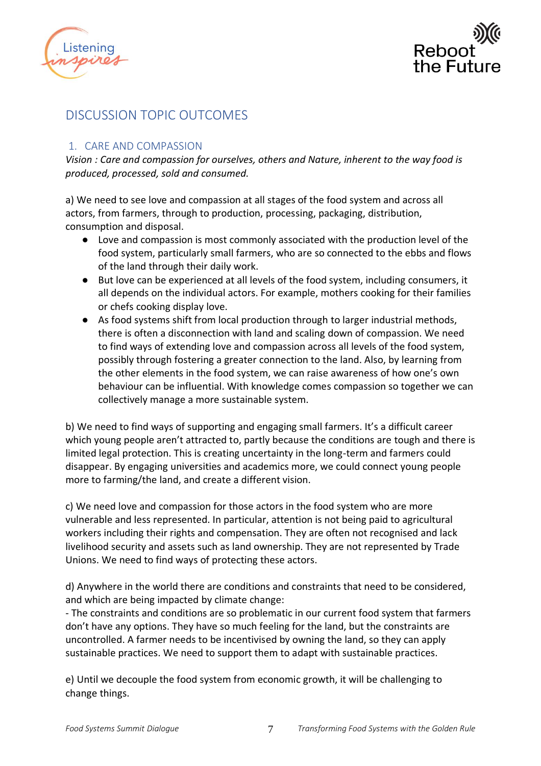## DISCUSSION TOPIC OUTCOMES

### 1. CARE AND COMPASSION

*Vision : Care and compassion for ourselves, others and Nature, inherent to the way food is produced, processed, sold and consumed.*

a) We need to see love and compassion at all stages of the food system and across all actors, from farmers, through to production, processing, packaging, distribution, consumption and disposal.

- Love and compassion is most commonly associated with the production level of the food system, particularly small farmers, who are so connected to the ebbs and flows of the land through their daily work.
- But love can be experienced at all levels of the food system, including consumers, it all depends on the individual actors. For example, mothers cooking for their families or chefs cooking display love.
- As food systems shift from local production through to larger industrial methods, there is often a disconnection with land and scaling down of compassion. We need to find ways of extending love and compassion across all levels of the food system, possibly through fostering a greater connection to the land. Also, by learning from the other elements in the food system, we can raise awareness of how one's own behaviour can be influential. With knowledge comes compassion so together we can collectively manage a more sustainable system.

b) We need to find ways of supporting and engaging small farmers. It's a difficult career which young people aren't attracted to, partly because the conditions are tough and there is limited legal protection. This is creating uncertainty in the long-term and farmers could disappear. By engaging universities and academics more, we could connect young people more to farming/the land, and create a different vision.

c) We need love and compassion for those actors in the food system who are more vulnerable and less represented. In particular, attention is not being paid to agricultural workers including their rights and compensation. They are often not recognised and lack livelihood security and assets such as land ownership. They are not represented by Trade Unions. We need to find ways of protecting these actors.

d) Anywhere in the world there are conditions and constraints that need to be considered, and which are being impacted by climate change:

- The constraints and conditions are so problematic in our current food system that farmers don't have any options. They have so much feeling for the land, but the constraints are uncontrolled. A farmer needs to be incentivised by owning the land, so they can apply sustainable practices. We need to support them to adapt with sustainable practices.

e) Until we decouple the food system from economic growth, it will be challenging to change things.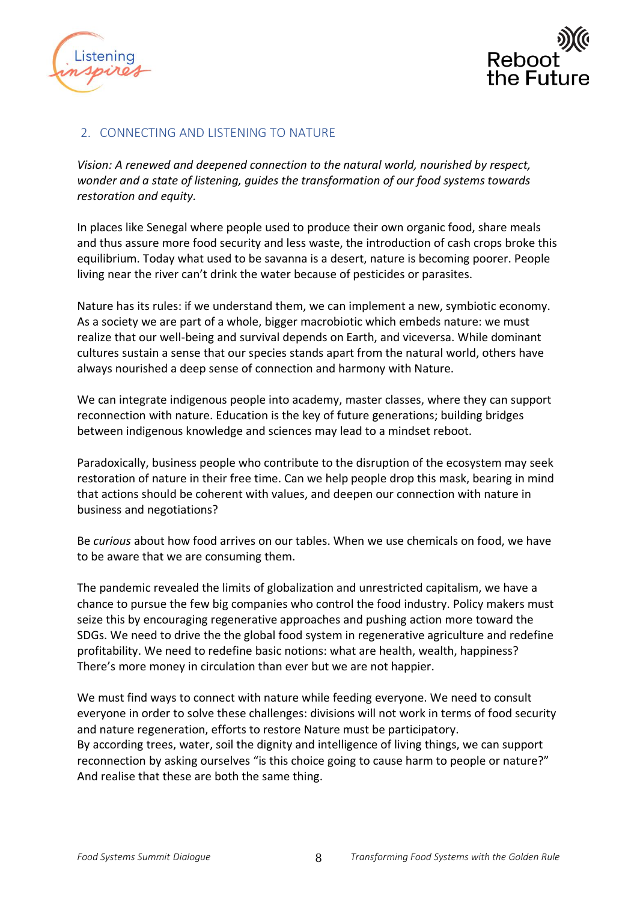## 2. CONNECTING AND LISTENING TO NATURE

*Vision: A renewed and deepened connection to the natural world, nourished by respect, wonder and a state of listening, guides the transformation of our food systems towards restoration and equity.*

In places like Senegal where people used to produce their own organic food, share meals and thus assure more food security and less waste, the introduction of cash crops broke this equilibrium. Today what used to be savanna is a desert, nature is becoming poorer. People living near the river can't drink the water because of pesticides or parasites.

Nature has its rules: if we understand them, we can implement a new, symbiotic economy. As a society we are part of a whole, bigger macrobiotic which embeds nature: we must realize that our well-being and survival depends on Earth, and viceversa. While dominant cultures sustain a sense that our species stands apart from the natural world, others have always nourished a deep sense of connection and harmony with Nature.

We can integrate indigenous people into academy, master classes, where they can support reconnection with nature. Education is the key of future generations; building bridges between indigenous knowledge and sciences may lead to a mindset reboot.

Paradoxically, business people who contribute to the disruption of the ecosystem may seek restoration of nature in their free time. Can we help people drop this mask, bearing in mind that actions should be coherent with values, and deepen our connection with nature in business and negotiations?

Be *curious* about how food arrives on our tables. When we use chemicals on food, we have to be aware that we are consuming them.

The pandemic revealed the limits of globalization and unrestricted capitalism, we have a chance to pursue the few big companies who control the food industry. Policy makers must seize this by encouraging regenerative approaches and pushing action more toward the SDGs. We need to drive the the global food system in regenerative agriculture and redefine profitability. We need to redefine basic notions: what are health, wealth, happiness? There's more money in circulation than ever but we are not happier.

We must find ways to connect with nature while feeding everyone. We need to consult everyone in order to solve these challenges: divisions will not work in terms of food security and nature regeneration, efforts to restore Nature must be participatory.
By according trees, water, soil the dignity and intelligence of living things, we can support reconnection by asking ourselves "is this choice going to cause harm to people or nature?" And realise that these are both the same thing.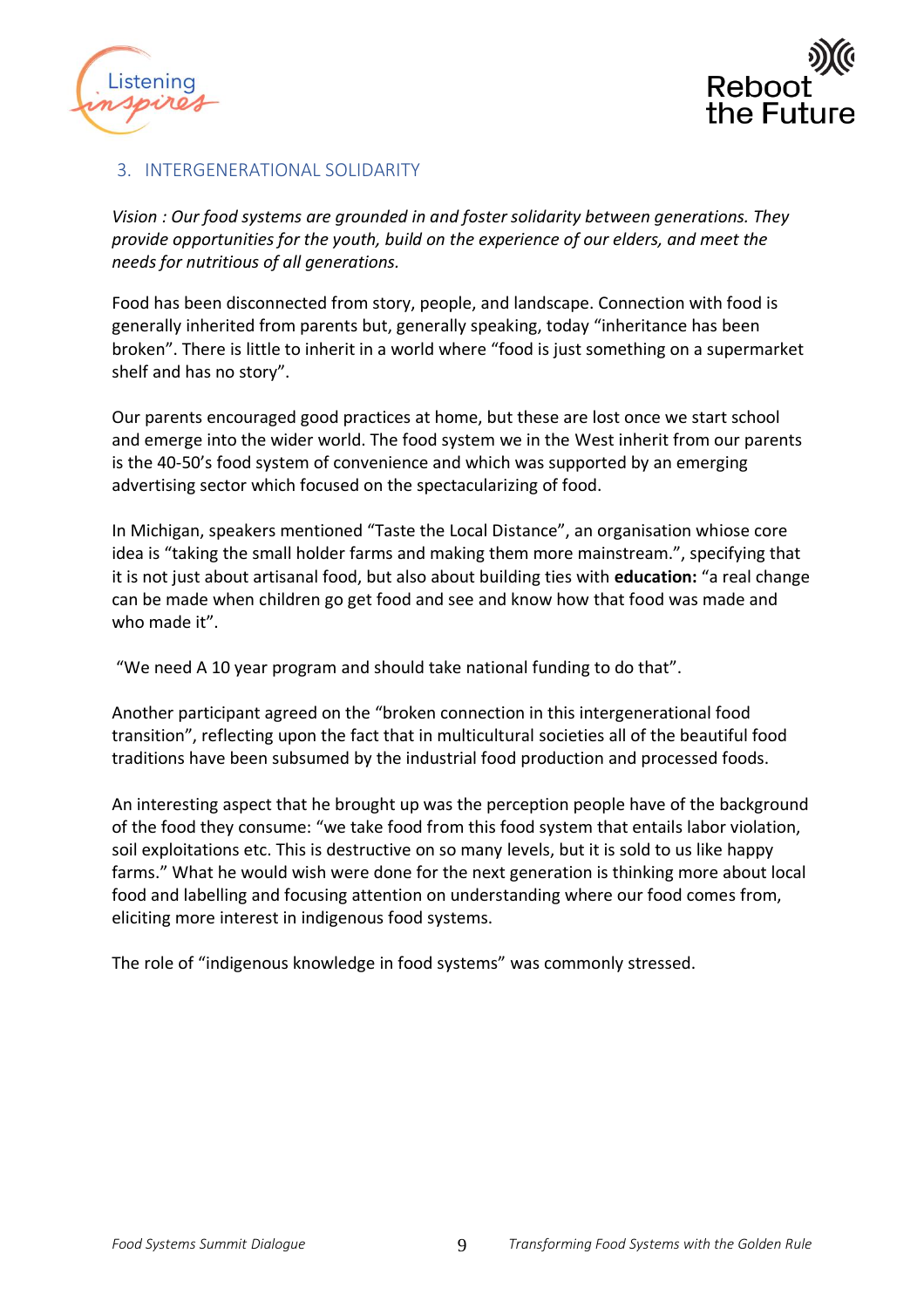## 3. INTERGENERATIONAL SOLIDARITY

*Vision : Our food systems are grounded in and foster solidarity between generations. They provide opportunities for the youth, build on the experience of our elders, and meet the needs for nutritious of all generations.*

Food has been disconnected from story, people, and landscape. Connection with food is generally inherited from parents but, generally speaking, today "inheritance has been broken". There is little to inherit in a world where "food is just something on a supermarket shelf and has no story".

Our parents encouraged good practices at home, but these are lost once we start school and emerge into the wider world. The food system we in the West inherit from our parents is the 40-50's food system of convenience and which was supported by an emerging advertising sector which focused on the spectacularizing of food.

In Michigan, speakers mentioned "Taste the Local Distance", an organisation whiose core idea is "taking the small holder farms and making them more mainstream.", specifying that it is not just about artisanal food, but also about building ties with **education:** "a real change can be made when children go get food and see and know how that food was made and who made it".

"We need A 10 year program and should take national funding to do that".

Another participant agreed on the "broken connection in this intergenerational food transition", reflecting upon the fact that in multicultural societies all of the beautiful food traditions have been subsumed by the industrial food production and processed foods.

An interesting aspect that he brought up was the perception people have of the background of the food they consume: "we take food from this food system that entails labor violation, soil exploitations etc. This is destructive on so many levels, but it is sold to us like happy farms." What he would wish were done for the next generation is thinking more about local food and labelling and focusing attention on understanding where our food comes from, eliciting more interest in indigenous food systems.

The role of "indigenous knowledge in food systems" was commonly stressed.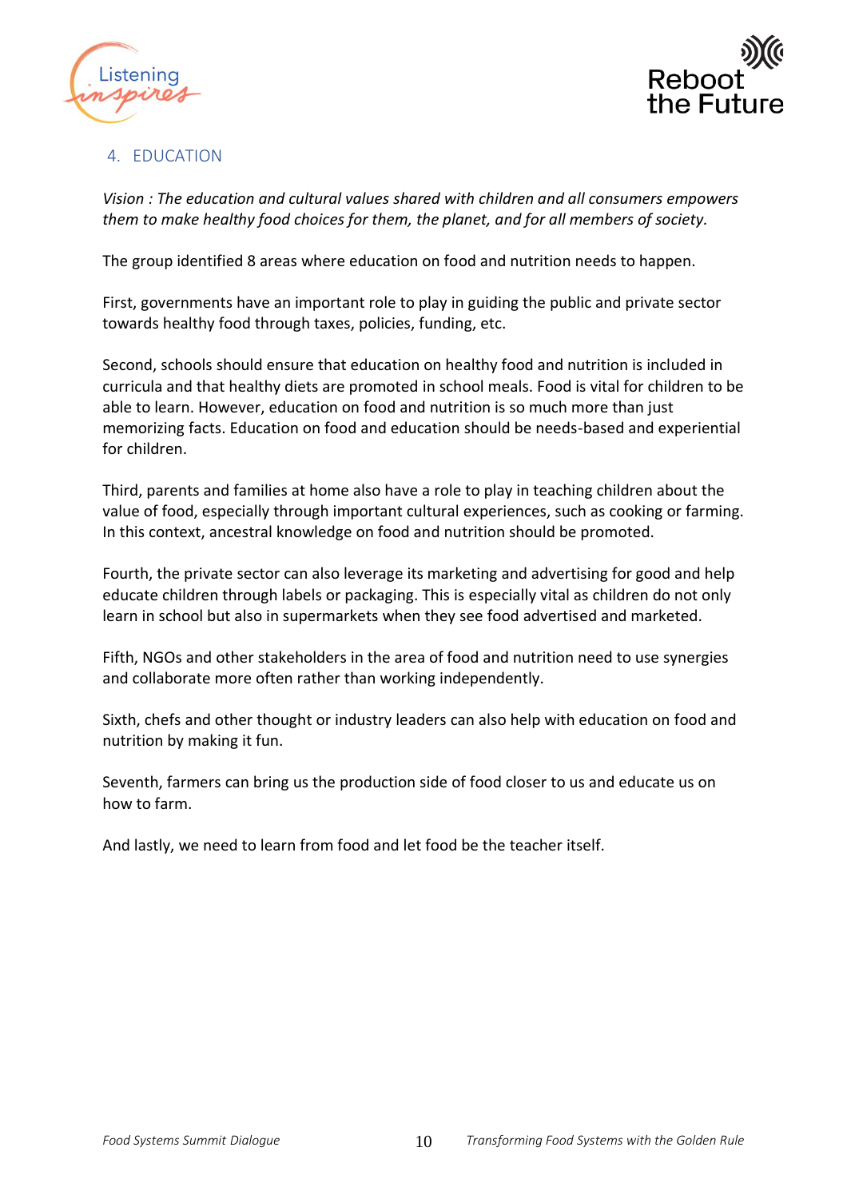## 4. EDUCATION

*Vision : The education and cultural values shared with children and all consumers empowers them to make healthy food choices for them, the planet, and for all members of society.*

The group identified 8 areas where education on food and nutrition needs to happen.

First, governments have an important role to play in guiding the public and private sector towards healthy food through taxes, policies, funding, etc.

Second, schools should ensure that education on healthy food and nutrition is included in curricula and that healthy diets are promoted in school meals. Food is vital for children to be able to learn. However, education on food and nutrition is so much more than just memorizing facts. Education on food and education should be needs-based and experiential for children.

Third, parents and families at home also have a role to play in teaching children about the value of food, especially through important cultural experiences, such as cooking or farming. In this context, ancestral knowledge on food and nutrition should be promoted.

Fourth, the private sector can also leverage its marketing and advertising for good and help educate children through labels or packaging. This is especially vital as children do not only learn in school but also in supermarkets when they see food advertised and marketed.

Fifth, NGOs and other stakeholders in the area of food and nutrition need to use synergies and collaborate more often rather than working independently.

Sixth, chefs and other thought or industry leaders can also help with education on food and nutrition by making it fun.

Seventh, farmers can bring us the production side of food closer to us and educate us on how to farm.

And lastly, we need to learn from food and let food be the teacher itself.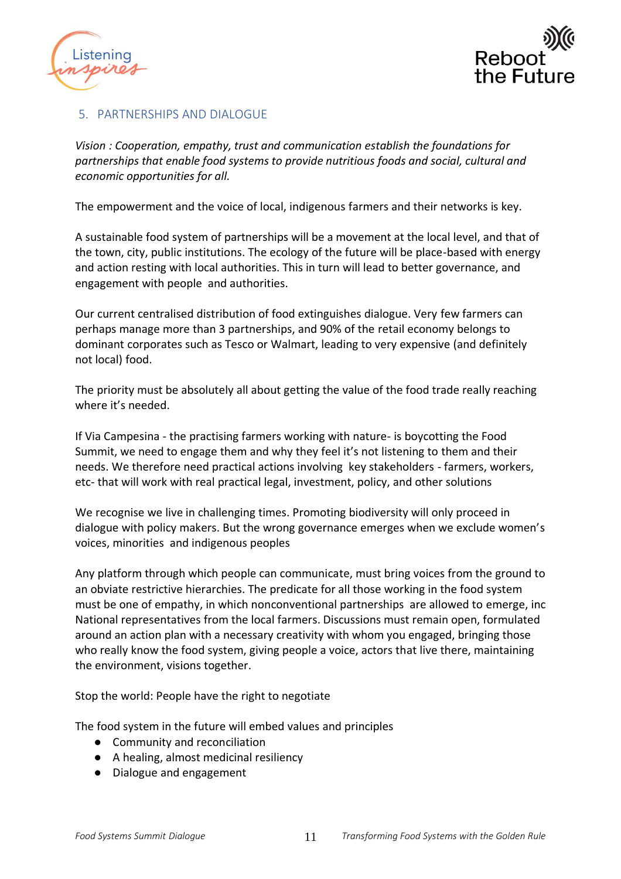## 5. PARTNERSHIPS AND DIALOGUE

*Vision : Cooperation, empathy, trust and communication establish the foundations for partnerships that enable food systems to provide nutritious foods and social, cultural and economic opportunities for all.*

The empowerment and the voice of local, indigenous farmers and their networks is key.

A sustainable food system of partnerships will be a movement at the local level, and that of the town, city, public institutions. The ecology of the future will be place-based with energy and action resting with local authorities. This in turn will lead to better governance, and engagement with people and authorities.

Our current centralised distribution of food extinguishes dialogue. Very few farmers can perhaps manage more than 3 partnerships, and 90% of the retail economy belongs to dominant corporates such as Tesco or Walmart, leading to very expensive (and definitely not local) food.

The priority must be absolutely all about getting the value of the food trade really reaching where it's needed.

If Via Campesina - the practising farmers working with nature- is boycotting the Food Summit, we need to engage them and why they feel it's not listening to them and their needs. We therefore need practical actions involving key stakeholders - farmers, workers, etc- that will work with real practical legal, investment, policy, and other solutions

We recognise we live in challenging times. Promoting biodiversity will only proceed in dialogue with policy makers. But the wrong governance emerges when we exclude women's voices, minorities and indigenous peoples

Any platform through which people can communicate, must bring voices from the ground to an obviate restrictive hierarchies. The predicate for all those working in the food system must be one of empathy, in which nonconventional partnerships are allowed to emerge, inc National representatives from the local farmers. Discussions must remain open, formulated around an action plan with a necessary creativity with whom you engaged, bringing those who really know the food system, giving people a voice, actors that live there, maintaining the environment, visions together.

Stop the world: People have the right to negotiate

The food system in the future will embed values and principles

- Community and reconciliation
- A healing, almost medicinal resiliency
- Dialogue and engagement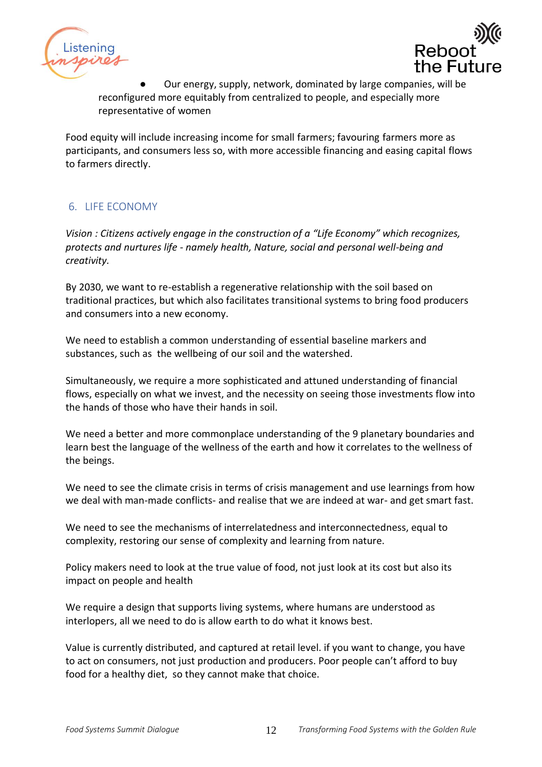- Our energy, supply, network, dominated by large companies, will be reconfigured more equitably from centralized to people, and especially more representative of women

Food equity will include increasing income for small farmers; favouring farmers more as participants, and consumers less so, with more accessible financing and easing capital flows to farmers directly.

## 6. LIFE ECONOMY

*Vision : Citizens actively engage in the construction of a "Life Economy" which recognizes, protects and nurtures life - namely health, Nature, social and personal well-being and creativity.*

By 2030, we want to re-establish a regenerative relationship with the soil based on traditional practices, but which also facilitates transitional systems to bring food producers and consumers into a new economy.

We need to establish a common understanding of essential baseline markers and substances, such as the wellbeing of our soil and the watershed.

Simultaneously, we require a more sophisticated and attuned understanding of financial flows, especially on what we invest, and the necessity on seeing those investments flow into the hands of those who have their hands in soil.

We need a better and more commonplace understanding of the 9 planetary boundaries and learn best the language of the wellness of the earth and how it correlates to the wellness of the beings.

We need to see the climate crisis in terms of crisis management and use learnings from how we deal with man-made conflicts- and realise that we are indeed at war- and get smart fast.

We need to see the mechanisms of interrelatedness and interconnectedness, equal to complexity, restoring our sense of complexity and learning from nature.

Policy makers need to look at the true value of food, not just look at its cost but also its impact on people and health

We require a design that supports living systems, where humans are understood as interlopers, all we need to do is allow earth to do what it knows best.

Value is currently distributed, and captured at retail level. if you want to change, you have to act on consumers, not just production and producers. Poor people can't afford to buy food for a healthy diet, so they cannot make that choice.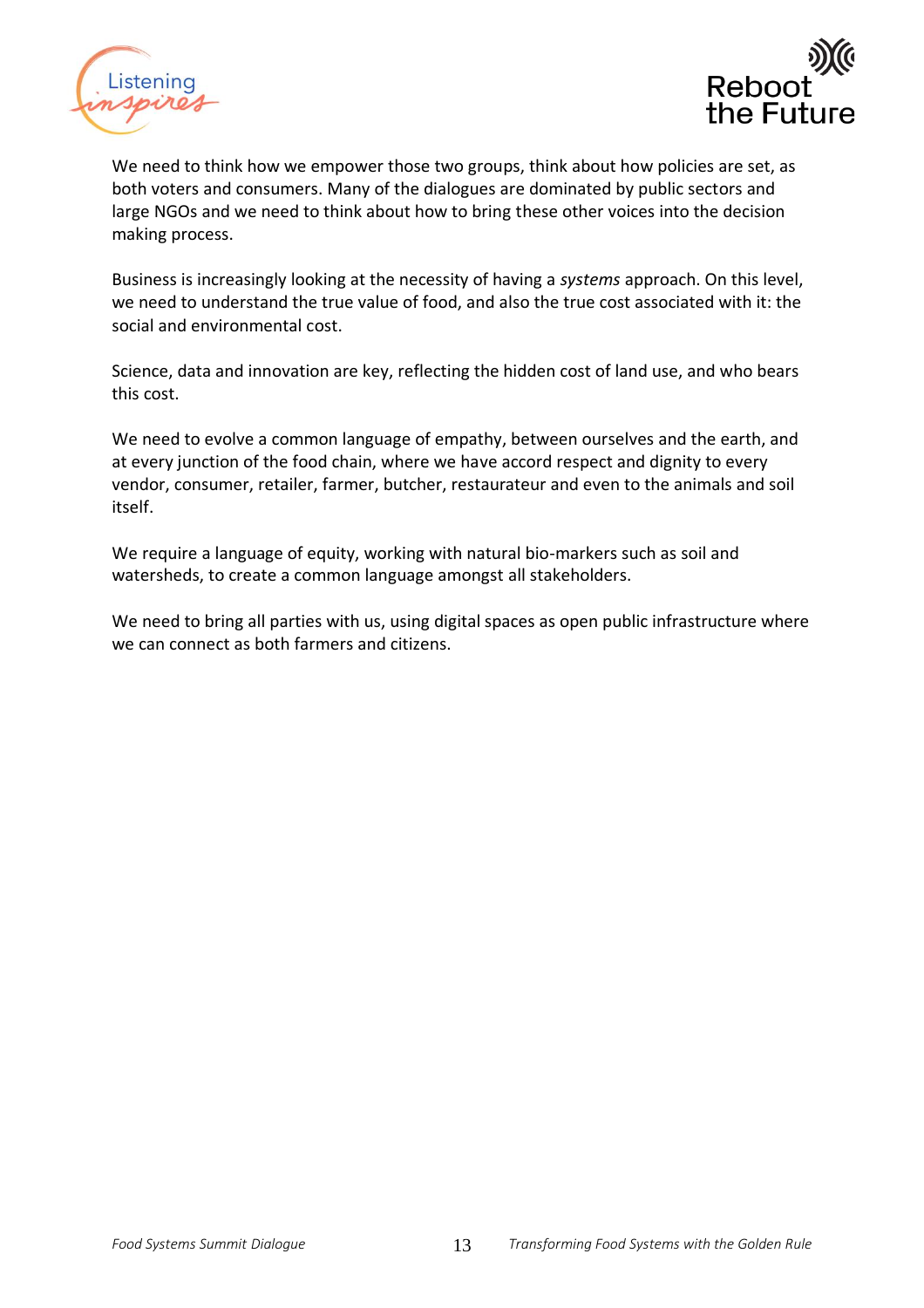We need to think how we empower those two groups, think about how policies are set, as both voters and consumers. Many of the dialogues are dominated by public sectors and large NGOs and we need to think about how to bring these other voices into the decision making process.

Business is increasingly looking at the necessity of having a *systems* approach. On this level, we need to understand the true value of food, and also the true cost associated with it: the social and environmental cost.

Science, data and innovation are key, reflecting the hidden cost of land use, and who bears this cost.

We need to evolve a common language of empathy, between ourselves and the earth, and at every junction of the food chain, where we have accord respect and dignity to every vendor, consumer, retailer, farmer, butcher, restaurateur and even to the animals and soil itself.

We require a language of equity, working with natural bio-markers such as soil and watersheds, to create a common language amongst all stakeholders.

We need to bring all parties with us, using digital spaces as open public infrastructure where we can connect as both farmers and citizens.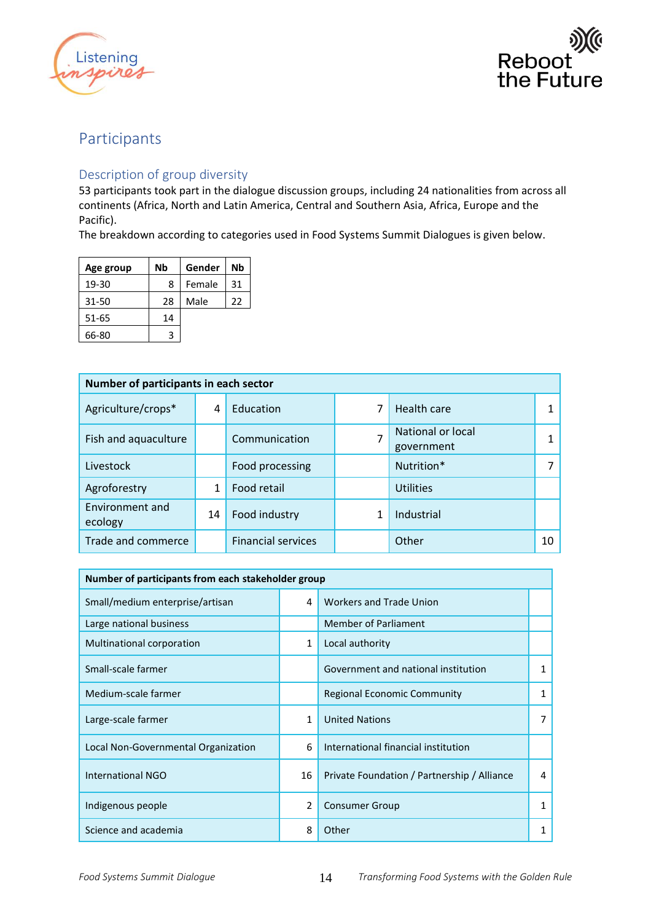## Participants

### Description of group diversity

53 participants took part in the dialogue discussion groups, including 24 nationalities from across all continents (Africa, North and Latin America, Central and Southern Asia, Africa, Europe and the Pacific).

The breakdown according to categories used in Food Systems Summit Dialogues is given below.

| Age group | Nb | Gender | Nb |
|---|---|---|---|
| 19-30 | 8 | Female | 31 |
| 31-50 | 28 | Male | 22 |
| 51-65 | 14 | | |
| 66-80 | 3 | | |

| Number of participants in each sector | | | | | |
|---|---|---|---|---|---|
| Agriculture/crops* | 4 | Education | 7 | Health care | 1 |
| Fish and aquaculture | | Communication | 7 | National or local government | 1 |
| Livestock | | Food processing | | Nutrition* | 7 |
| Agroforestry | 1 | Food retail | | Utilities | |
| Environment and ecology | 14 | Food industry | 1 | Industrial | |
| Trade and commerce | | Financial services | | Other | 10 |

| Number of participants from each stakeholder group | | | |
|---|---|---|---|
| Small/medium enterprise/artisan | 4 | Workers and Trade Union | |
| Large national business | | Member of Parliament | |
| Multinational corporation | 1 | Local authority | |
| Small-scale farmer | | Government and national institution | 1 |
| Medium-scale farmer | | Regional Economic Community | 1 |
| Large-scale farmer | 1 | United Nations | 7 |
| Local Non-Governmental Organization | 6 | International financial institution | |
| International NGO | 16 | Private Foundation / Partnership / Alliance | 4 |
| Indigenous people | 2 | Consumer Group | 1 |
| Science and academia | 8 | Other | 1 |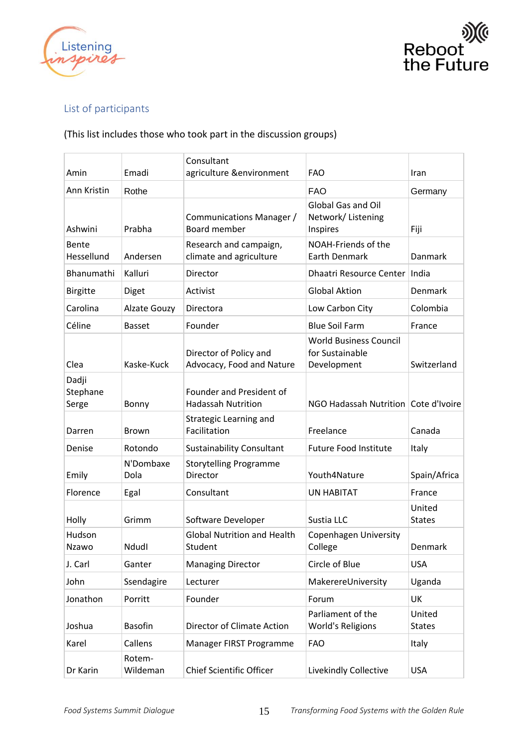## List of participants

(This list includes those who took part in the discussion groups)

| | | | | |
|---|---|---|---|---|
| Amin | Emadi | Consultant agriculture &environment | FAO | Iran |
| Ann Kristin | Rothe | | FAO | Germany |
| Ashwini | Prabha | Communications Manager / Board member | Global Gas and Oil Network/ Listening Inspires | Fiji |
| Bente Hessellund | Andersen | Research and campaign, climate and agriculture | NOAH-Friends of the Earth Demnark | Danmark |
| Bhanumathi | Kalluri | Director | Dhaatri Resource Center | India |
| Birgitte | Diget | Activist | Global Aktion | Denmark |
| Carolina | Alzate Gouzy | Directora | Low Carbon City | Colombia |
| Céline | Basset | Founder | Blue Soil Farm | France |
| Clea | Kaske-Kuck | Director of Policy and Advocacy, Food and Nature | World Business Council for Sustainable Development | Switzerland |
| Dadji Stephane Serge | Bonny | Founder and President of Hadassah Nutrition | NGO Hadassah Nutrition | Cote d'Ivoire |
| Darren | Brown | Strategic Learning and Facilitation | Freelance | Canada |
| Denise | Rotondo | Sustainability Consultant | Future Food Institute | Italy |
| Emily | N'Dombaxe Dola | Storytelling Programme Director | Youth4Nature | Spain/Africa |
| Florence | Egal | Consultant | UN HABITAT | France |
| Holly | Grimm | Software Developer | Sustia LLC | United States |
| Hudson Nzawo | NdudI | Global Nutrition and Health Student | Copenhagen University College | Denmark |
| J. Carl | Ganter | Managing Director | Circle of Blue | USA |
| John | Ssendagire | Lecturer | MakerereUniversity | Uganda |
| Jonathon | Porritt | Founder | Forum | UK |
| Joshua | Basofin | Director of Climate Action | Parliament of the World's Religions | United States |
| Karel | Callens | Manager FIRST Programme | FAO | Italy |
| Dr Karin | Rotem-Wildeman | Chief Scientific Officer | Livekindly Collective | USA |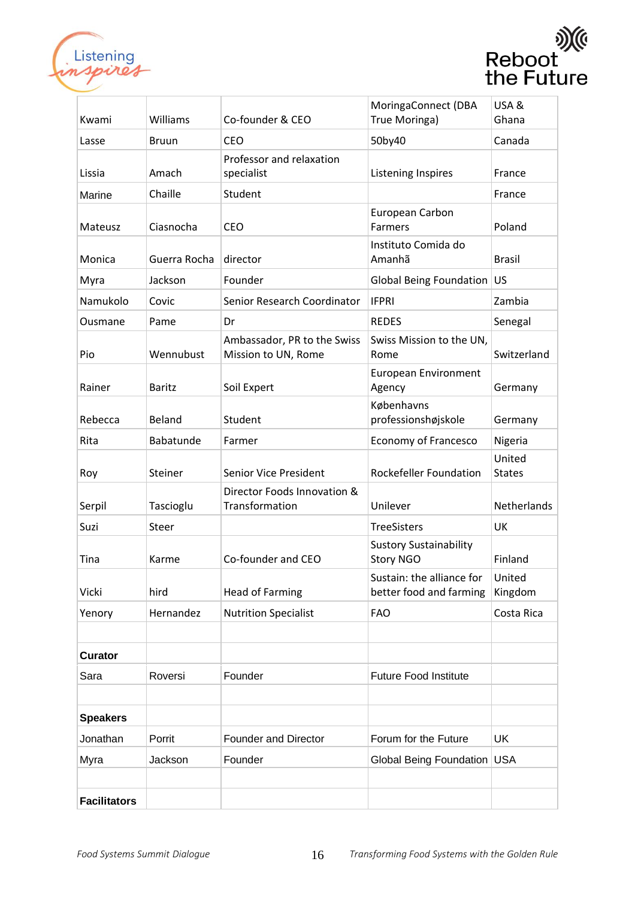| Kwami | Williams | Co-founder & CEO | MoringaConnect (DBA True Moringa) | USA & Ghana |
|---|---|---|---|---|
| Lasse | Bruun | CEO | 50by40 | Canada |
| Lissia | Amach | Professor and relaxation specialist | Listening Inspires | France |
| Marine | Chaille | Student | | France |
| Mateusz | Ciasnocha | CEO | European Carbon Farmers | Poland |
| Monica | Guerra Rocha | director | Instituto Comida do Amanhã | Brasil |
| Myra | Jackson | Founder | Global Being Foundation | US |
| Namukolo | Covic | Senior Research Coordinator | IFPRI | Zambia |
| Ousmane | Pame | Dr | REDES | Senegal |
| Pio | Wennubust | Ambassador, PR to the Swiss Mission to UN, Rome | Swiss Mission to the UN, Rome | Switzerland |
| Rainer | Baritz | Soil Expert | European Environment Agency | Germany |
| Rebecca | Beland | Student | Københavns professionshøjskole | Germany |
| Rita | Babatunde | Farmer | Economy of Francesco | Nigeria |
| Roy | Steiner | Senior Vice President | Rockefeller Foundation | United States |
| Serpil | Tascioglu | Director Foods Innovation & Transformation | Unilever | Netherlands |
| Suzi | Steer | | TreeSisters | UK |
| Tina | Karme | Co-founder and CEO | Sustory Sustainability Story NGO | Finland |
| Vicki | hird | Head of Farming | Sustain: the alliance for better food and farming | United Kingdom |
| Yenory | Hernandez | Nutrition Specialist | FAO | Costa Rica |
| | | | | |
| **Curator** | | | | |
| Sara | Roversi | Founder | Future Food Institute | |
| | | | | |
| **Speakers** | | | | |
| Jonathan | Porrit | Founder and Director | Forum for the Future | UK |
| Myra | Jackson | Founder | Global Being Foundation | USA |
| | | | | |
| **Facilitators** | | | | |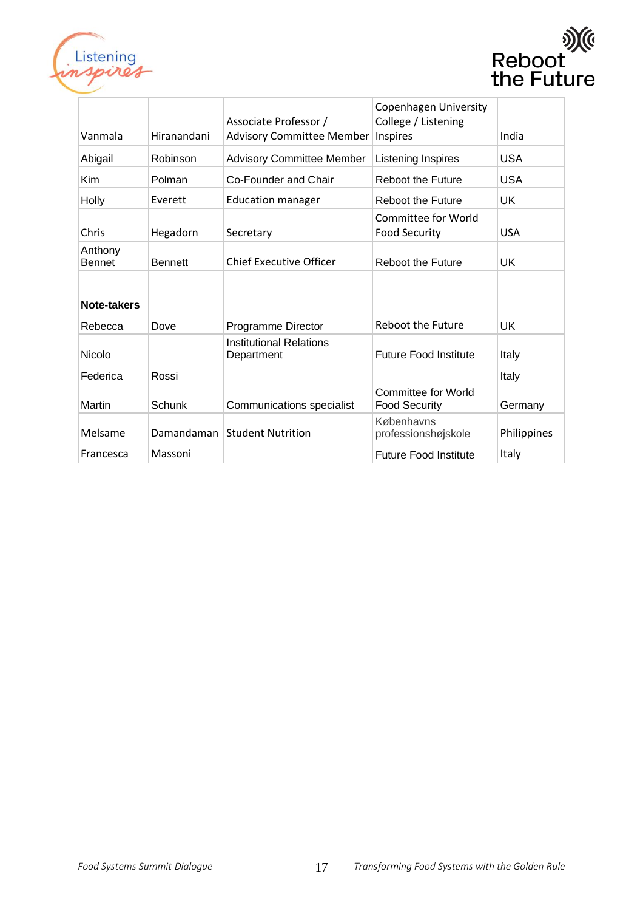| | | | | |
|---|---|---|---|---|
| Vanmala | Hiranandani | Associate Professor / Advisory Committee Member | Copenhagen University College / Listening Inspires | India |
| Abigail | Robinson | Advisory Committee Member | Listening Inspires | USA |
| Kim | Polman | Co-Founder and Chair | Reboot the Future | USA |
| Holly | Everett | Education manager | Reboot the Future | UK |
| Chris | Hegadorn | Secretary | Committee for World Food Security | USA |
| Anthony Bennet | Bennett | Chief Executive Officer | Reboot the Future | UK |
| | | | | |
| **Note-takers** | | | | |
| Rebecca | Dove | Programme Director | Reboot the Future | UK |
| Nicolo | | Institutional Relations Department | Future Food Institute | Italy |
| Federica | Rossi | | | Italy |
| Martin | Schunk | Communications specialist | Committee for World Food Security | Germany |
| Melsame | Damandaman | Student Nutrition | Københavns professionshøjskole | Philippines |
| Francesca | Massoni | | Future Food Institute | Italy |